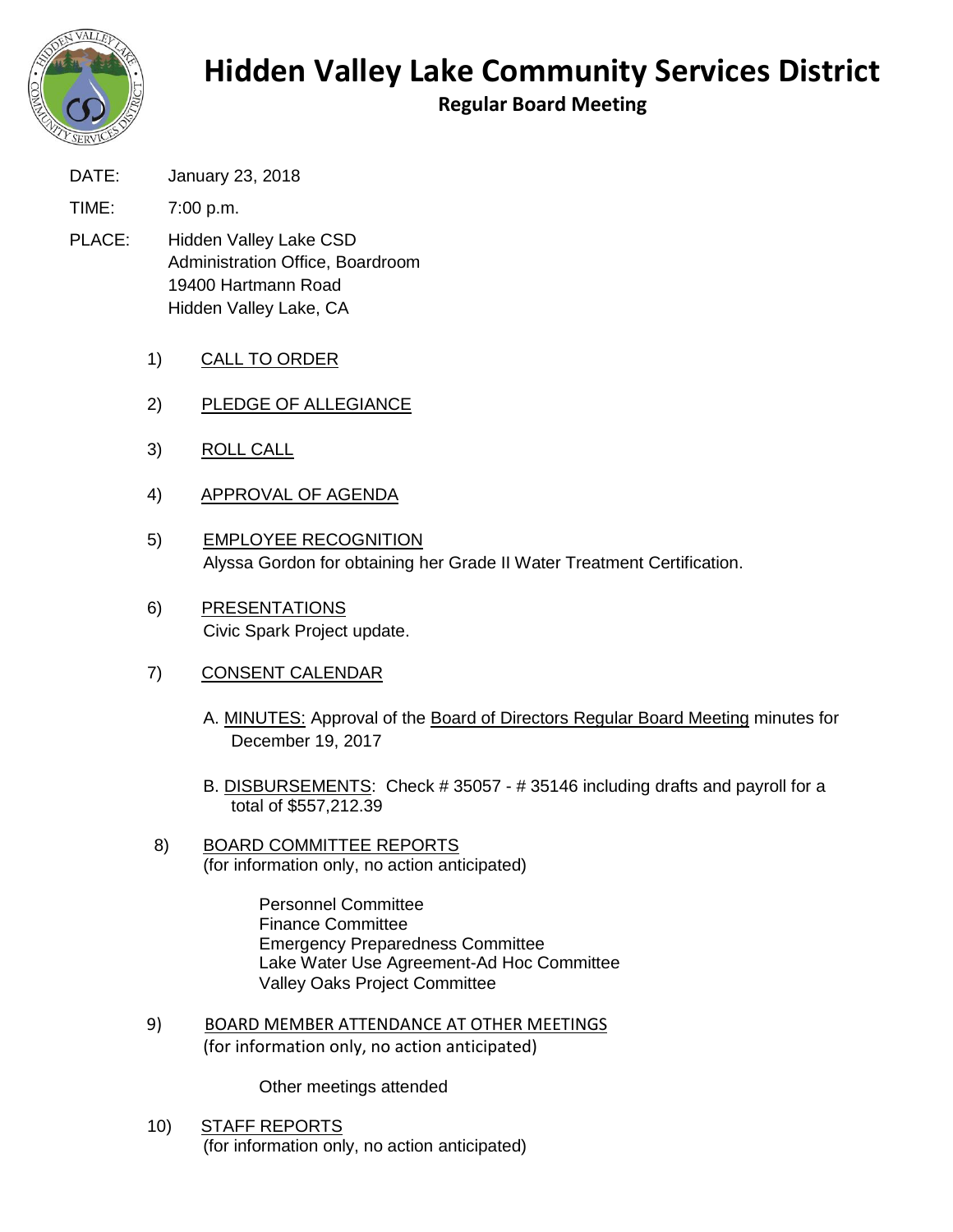# Hidden Valley Lake Community Services District

## Regular Board Meeting

DATE: January 23, 2018

TIME: 7:00 p.m.

PLACE: Hidden Valley Lake CSD
Administration Office, Boardroom
19400 Hartmann Road
Hidden Valley Lake, CA

1) CALL TO ORDER

2) PLEDGE OF ALLEGIANCE

3) ROLL CALL

4) APPROVAL OF AGENDA

5) EMPLOYEE RECOGNITION
Alyssa Gordon for obtaining her Grade II Water Treatment Certification.

6) PRESENTATIONS
Civic Spark Project update.

7) CONSENT CALENDAR

A. MINUTES: Approval of the Board of Directors Regular Board Meeting minutes for December 19, 2017

B. DISBURSEMENTS: Check # 35057 - # 35146 including drafts and payroll for a total of $557,212.39

8) BOARD COMMITTEE REPORTS
(for information only, no action anticipated)

Personnel Committee
Finance Committee
Emergency Preparedness Committee
Lake Water Use Agreement-Ad Hoc Committee
Valley Oaks Project Committee

9) BOARD MEMBER ATTENDANCE AT OTHER MEETINGS
(for information only, no action anticipated)

Other meetings attended

10) STAFF REPORTS
(for information only, no action anticipated)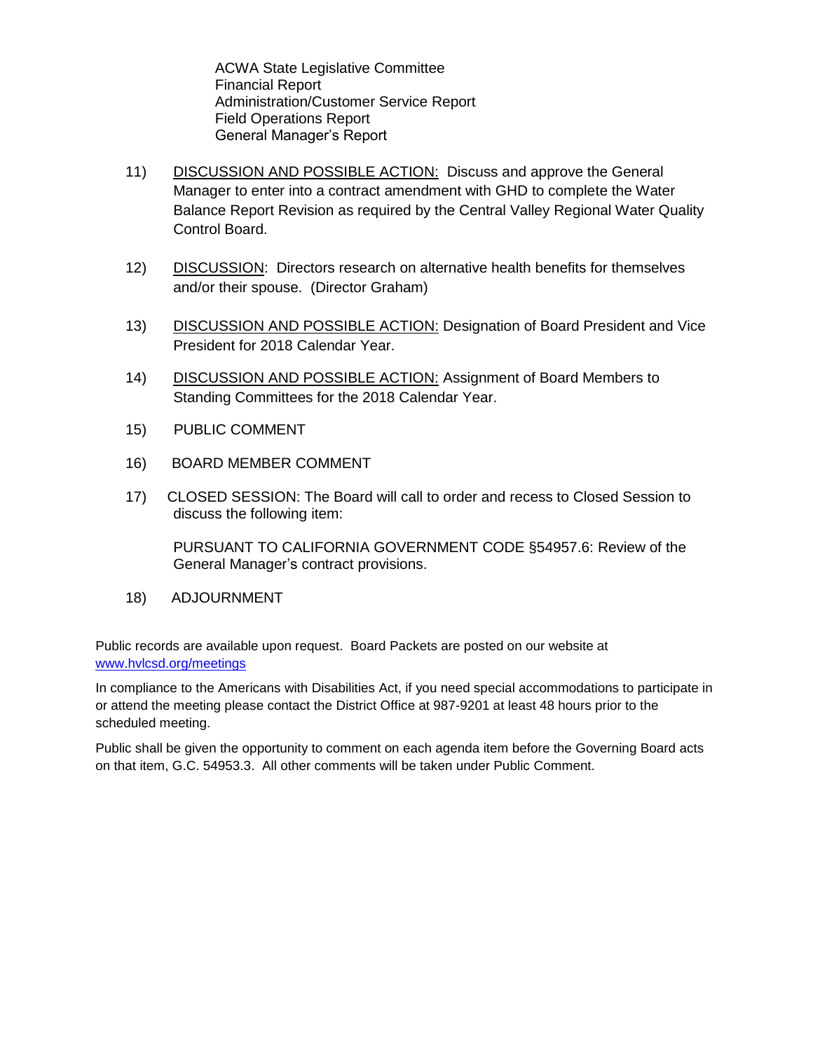ACWA State Legislative Committee
Financial Report
Administration/Customer Service Report
Field Operations Report
General Manager's Report

11) DISCUSSION AND POSSIBLE ACTION: Discuss and approve the General Manager to enter into a contract amendment with GHD to complete the Water Balance Report Revision as required by the Central Valley Regional Water Quality Control Board.

12) DISCUSSION: Directors research on alternative health benefits for themselves and/or their spouse. (Director Graham)

13) DISCUSSION AND POSSIBLE ACTION: Designation of Board President and Vice President for 2018 Calendar Year.

14) DISCUSSION AND POSSIBLE ACTION: Assignment of Board Members to Standing Committees for the 2018 Calendar Year.

15) PUBLIC COMMENT

16) BOARD MEMBER COMMENT

17) CLOSED SESSION: The Board will call to order and recess to Closed Session to discuss the following item:

    PURSUANT TO CALIFORNIA GOVERNMENT CODE §54957.6: Review of the General Manager's contract provisions.

18) ADJOURNMENT

Public records are available upon request. Board Packets are posted on our website at www.hvlcsd.org/meetings

In compliance to the Americans with Disabilities Act, if you need special accommodations to participate in or attend the meeting please contact the District Office at 987-9201 at least 48 hours prior to the scheduled meeting.

Public shall be given the opportunity to comment on each agenda item before the Governing Board acts on that item, G.C. 54953.3. All other comments will be taken under Public Comment.